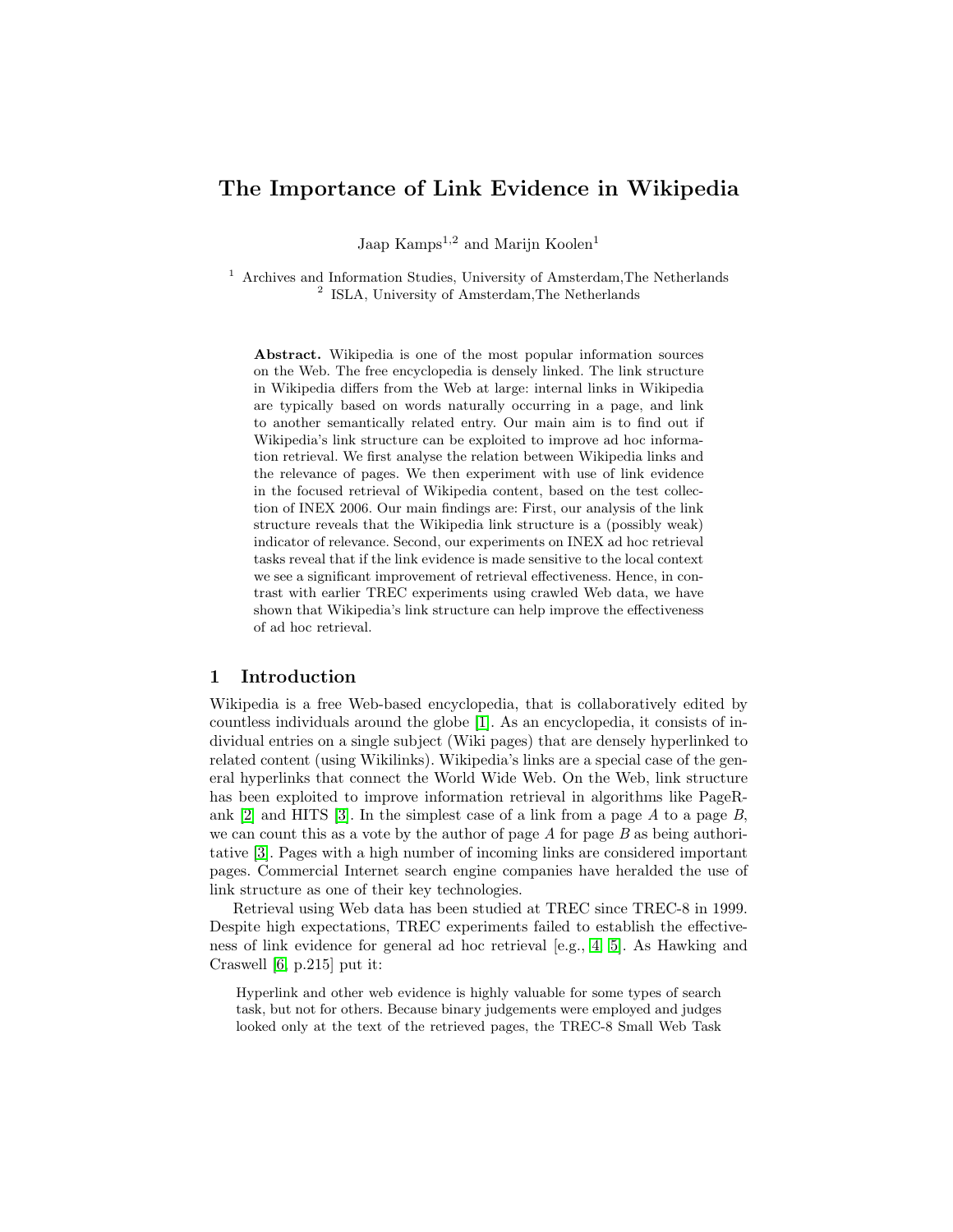# The Importance of Link Evidence in Wikipedia

Jaap Kamps[1,2] and Marijn Koolen[1]

[1] Archives and Information Studies, University of Amsterdam,The Netherlands
[2] ISLA, University of Amsterdam,The Netherlands

**Abstract.** Wikipedia is one of the most popular information sources on the Web. The free encyclopedia is densely linked. The link structure in Wikipedia differs from the Web at large: internal links in Wikipedia are typically based on words naturally occurring in a page, and link to another semantically related entry. Our main aim is to find out if Wikipedia's link structure can be exploited to improve ad hoc information retrieval. We first analyse the relation between Wikipedia links and the relevance of pages. We then experiment with use of link evidence in the focused retrieval of Wikipedia content, based on the test collection of INEX 2006. Our main findings are: First, our analysis of the link structure reveals that the Wikipedia link structure is a (possibly weak) indicator of relevance. Second, our experiments on INEX ad hoc retrieval tasks reveal that if the link evidence is made sensitive to the local context we see a significant improvement of retrieval effectiveness. Hence, in contrast with earlier TREC experiments using crawled Web data, we have shown that Wikipedia's link structure can help improve the effectiveness of ad hoc retrieval.

## 1 Introduction

Wikipedia is a free Web-based encyclopedia, that is collaboratively edited by countless individuals around the globe [1]. As an encyclopedia, it consists of individual entries on a single subject (Wiki pages) that are densely hyperlinked to related content (using Wikilinks). Wikipedia's links are a special case of the general hyperlinks that connect the World Wide Web. On the Web, link structure has been exploited to improve information retrieval in algorithms like PageRank [2] and HITS [3]. In the simplest case of a link from a page $A$ to a page $B$, we can count this as a vote by the author of page $A$ for page $B$ as being authoritative [3]. Pages with a high number of incoming links are considered important pages. Commercial Internet search engine companies have heralded the use of link structure as one of their key technologies.

Retrieval using Web data has been studied at TREC since TREC-8 in 1999. Despite high expectations, TREC experiments failed to establish the effectiveness of link evidence for general ad hoc retrieval [e.g., 4, 5]. As Hawking and Craswell [6, p.215] put it:

> Hyperlink and other web evidence is highly valuable for some types of search task, but not for others. Because binary judgements were employed and judges looked only at the text of the retrieved pages, the TREC-8 Small Web Task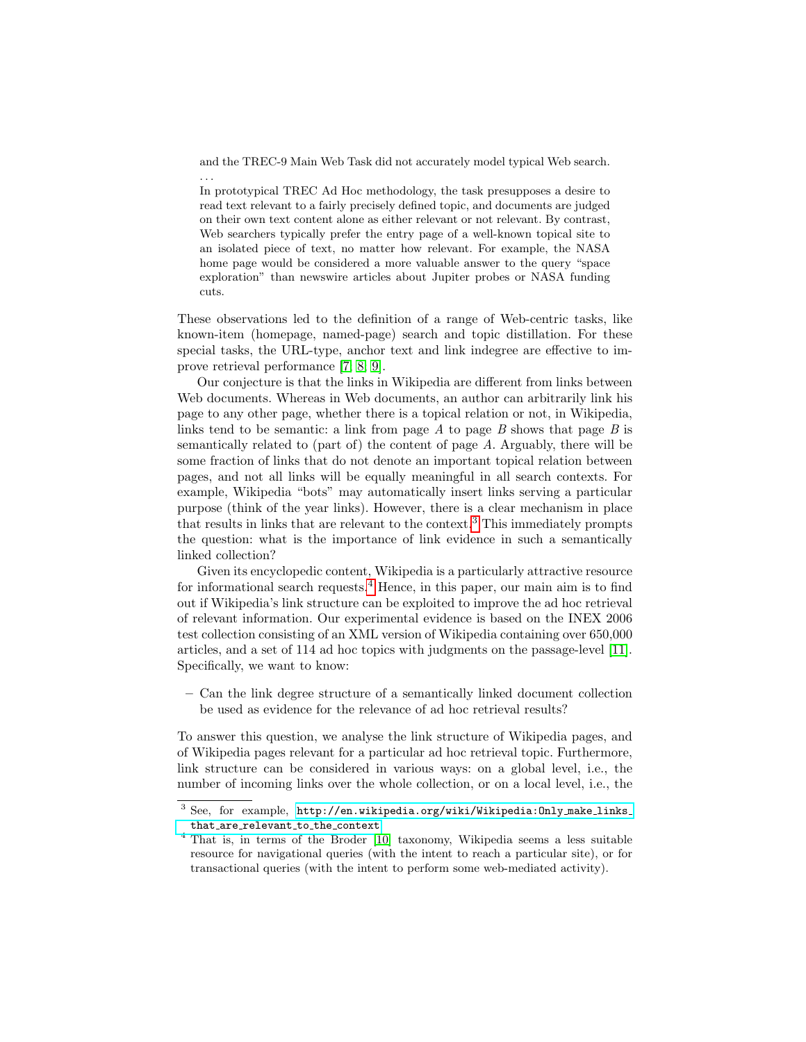> and the TREC-9 Main Web Task did not accurately model typical Web search.
> ...
> In prototypical TREC Ad Hoc methodology, the task presupposes a desire to read text relevant to a fairly precisely defined topic, and documents are judged on their own text content alone as either relevant or not relevant. By contrast, Web searchers typically prefer the entry page of a well-known topical site to an isolated piece of text, no matter how relevant. For example, the NASA home page would be considered a more valuable answer to the query "space exploration" than newswire articles about Jupiter probes or NASA funding cuts.

These observations led to the definition of a range of Web-centric tasks, like known-item (homepage, named-page) search and topic distillation. For these special tasks, the URL-type, anchor text and link indegree are effective to improve retrieval performance [7, 8, 9].

Our conjecture is that the links in Wikipedia are different from links between Web documents. Whereas in Web documents, an author can arbitrarily link his page to any other page, whether there is a topical relation or not, in Wikipedia, links tend to be semantic: a link from page $A$ to page $B$ shows that page $B$ is semantically related to (part of) the content of page $A$. Arguably, there will be some fraction of links that do not denote an important topical relation between pages, and not all links will be equally meaningful in all search contexts. For example, Wikipedia "bots" may automatically insert links serving a particular purpose (think of the year links). However, there is a clear mechanism in place that results in links that are relevant to the context.[3] This immediately prompts the question: what is the importance of link evidence in such a semantically linked collection?

Given its encyclopedic content, Wikipedia is a particularly attractive resource for informational search requests.[4] Hence, in this paper, our main aim is to find out if Wikipedia's link structure can be exploited to improve the ad hoc retrieval of relevant information. Our experimental evidence is based on the INEX 2006 test collection consisting of an XML version of Wikipedia containing over 650,000 articles, and a set of 114 ad hoc topics with judgments on the passage-level [11]. Specifically, we want to know:

- Can the link degree structure of a semantically linked document collection be used as evidence for the relevance of ad hoc retrieval results?

To answer this question, we analyse the link structure of Wikipedia pages, and of Wikipedia pages relevant for a particular ad hoc retrieval topic. Furthermore, link structure can be considered in various ways: on a global level, i.e., the number of incoming links over the whole collection, or on a local level, i.e., the

[3] See, for example, `http://en.wikipedia.org/wiki/Wikipedia:Only_make_links_that_are_relevant_to_the_context`

[4] That is, in terms of the Broder [10] taxonomy, Wikipedia seems a less suitable resource for navigational queries (with the intent to reach a particular site), or for transactional queries (with the intent to perform some web-mediated activity).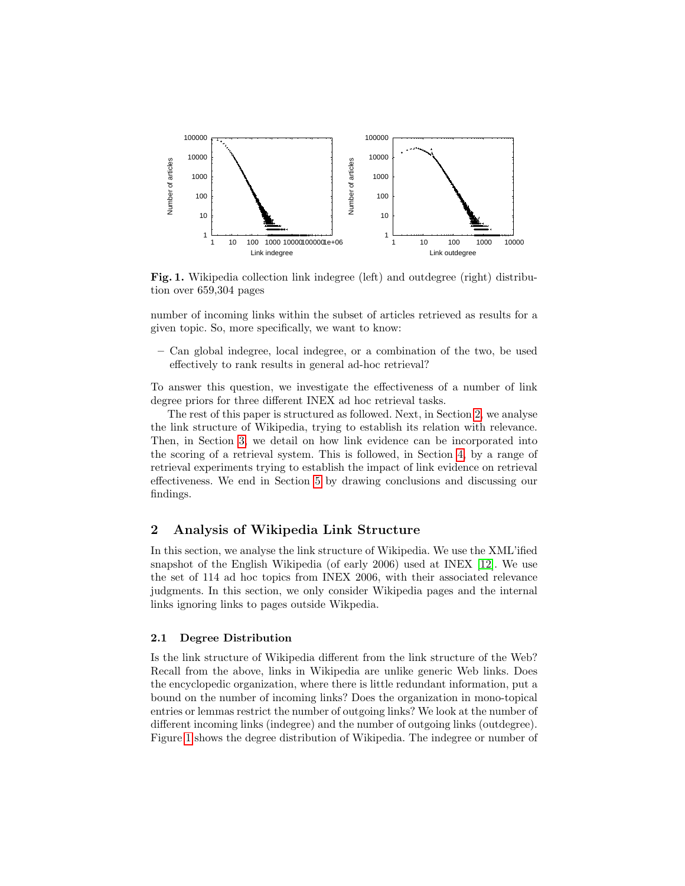**Fig. 1.** Wikipedia collection link indegree (left) and outdegree (right) distribution over 659,304 pages

number of incoming links within the subset of articles retrieved as results for a given topic. So, more specifically, we want to know:

- Can global indegree, local indegree, or a combination of the two, be used effectively to rank results in general ad-hoc retrieval?

To answer this question, we investigate the effectiveness of a number of link degree priors for three different INEX ad hoc retrieval tasks.

The rest of this paper is structured as followed. Next, in Section 2, we analyse the link structure of Wikipedia, trying to establish its relation with relevance. Then, in Section 3, we detail on how link evidence can be incorporated into the scoring of a retrieval system. This is followed, in Section 4, by a range of retrieval experiments trying to establish the impact of link evidence on retrieval effectiveness. We end in Section 5 by drawing conclusions and discussing our findings.

## 2 Analysis of Wikipedia Link Structure

In this section, we analyse the link structure of Wikipedia. We use the XML'ified snapshot of the English Wikipedia (of early 2006) used at INEX [12]. We use the set of 114 ad hoc topics from INEX 2006, with their associated relevance judgments. In this section, we only consider Wikipedia pages and the internal links ignoring links to pages outside Wikpedia.

### 2.1 Degree Distribution

Is the link structure of Wikipedia different from the link structure of the Web? Recall from the above, links in Wikipedia are unlike generic Web links. Does the encyclopedic organization, where there is little redundant information, put a bound on the number of incoming links? Does the organization in mono-topical entries or lemmas restrict the number of outgoing links? We look at the number of different incoming links (indegree) and the number of outgoing links (outdegree). Figure 1 shows the degree distribution of Wikipedia. The indegree or number of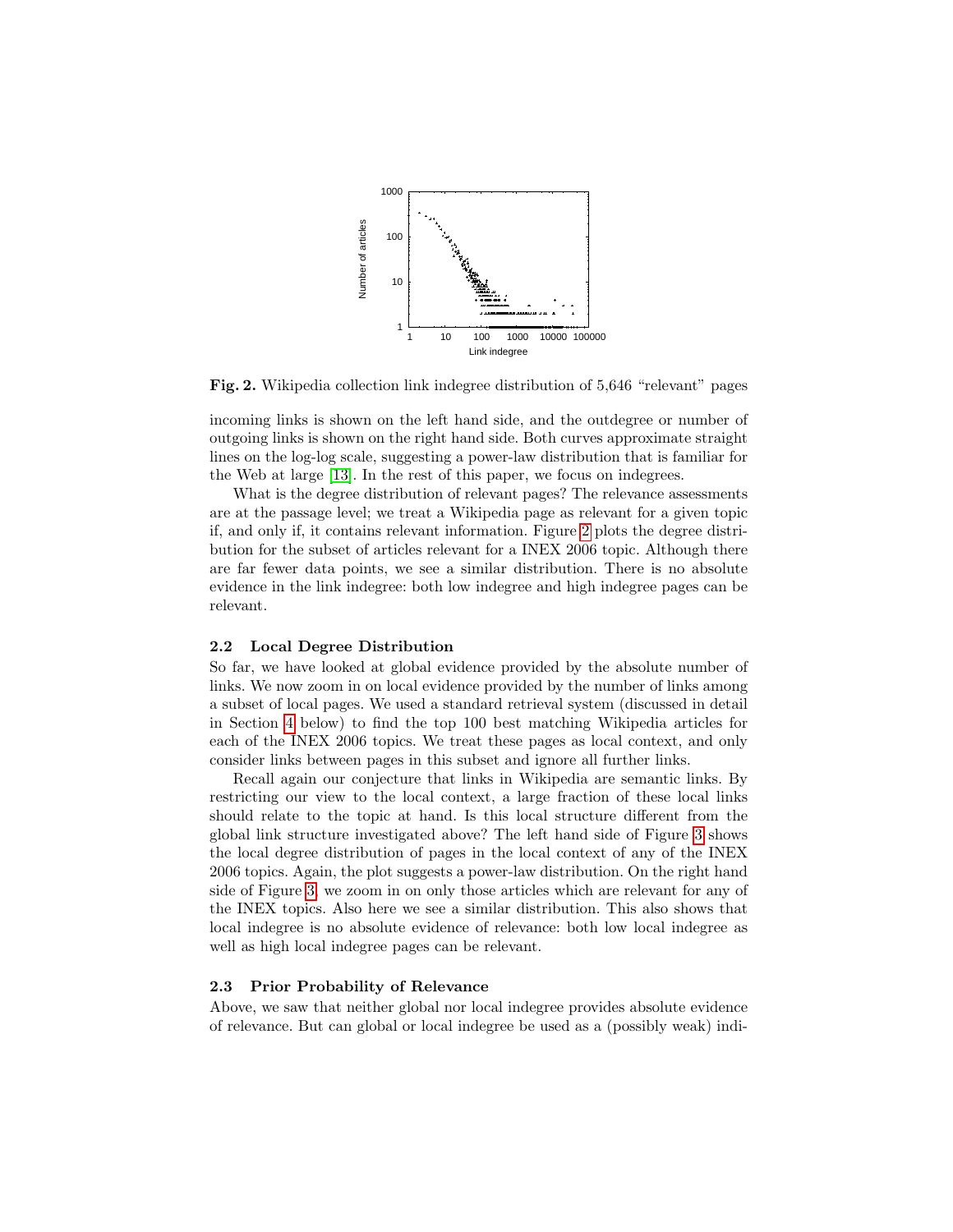**Fig. 2.** Wikipedia collection link indegree distribution of 5,646 "relevant" pages

incoming links is shown on the left hand side, and the outdegree or number of outgoing links is shown on the right hand side. Both curves approximate straight lines on the log-log scale, suggesting a power-law distribution that is familiar for the Web at large [13]. In the rest of this paper, we focus on indegrees.

What is the degree distribution of relevant pages? The relevance assessments are at the passage level; we treat a Wikipedia page as relevant for a given topic if, and only if, it contains relevant information. Figure 2 plots the degree distribution for the subset of articles relevant for a INEX 2006 topic. Although there are far fewer data points, we see a similar distribution. There is no absolute evidence in the link indegree: both low indegree and high indegree pages can be relevant.

### 2.2 Local Degree Distribution

So far, we have looked at global evidence provided by the absolute number of links. We now zoom in on local evidence provided by the number of links among a subset of local pages. We used a standard retrieval system (discussed in detail in Section 4 below) to find the top 100 best matching Wikipedia articles for each of the INEX 2006 topics. We treat these pages as local context, and only consider links between pages in this subset and ignore all further links.

Recall again our conjecture that links in Wikipedia are semantic links. By restricting our view to the local context, a large fraction of these local links should relate to the topic at hand. Is this local structure different from the global link structure investigated above? The left hand side of Figure 3 shows the local degree distribution of pages in the local context of any of the INEX 2006 topics. Again, the plot suggests a power-law distribution. On the right hand side of Figure 3, we zoom in on only those articles which are relevant for any of the INEX topics. Also here we see a similar distribution. This also shows that local indegree is no absolute evidence of relevance: both low local indegree as well as high local indegree pages can be relevant.

### 2.3 Prior Probability of Relevance

Above, we saw that neither global nor local indegree provides absolute evidence of relevance. But can global or local indegree be used as a (possibly weak) indi-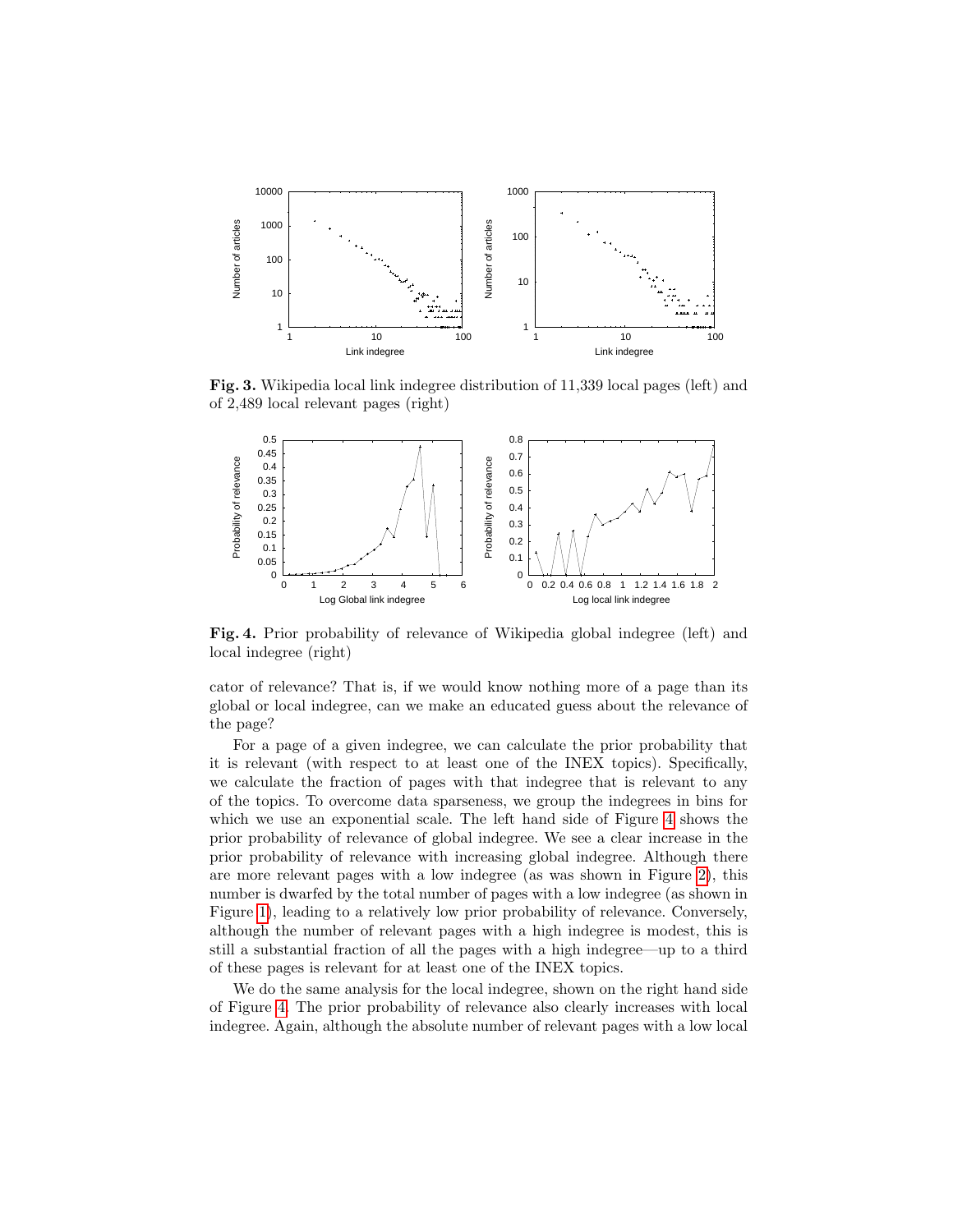**Fig. 3.** Wikipedia local link indegree distribution of 11,339 local pages (left) and of 2,489 local relevant pages (right)

**Fig. 4.** Prior probability of relevance of Wikipedia global indegree (left) and local indegree (right)

cator of relevance? That is, if we would know nothing more of a page than its global or local indegree, can we make an educated guess about the relevance of the page?

For a page of a given indegree, we can calculate the prior probability that it is relevant (with respect to at least one of the INEX topics). Specifically, we calculate the fraction of pages with that indegree that is relevant to any of the topics. To overcome data sparseness, we group the indegrees in bins for which we use an exponential scale. The left hand side of Figure 4 shows the prior probability of relevance of global indegree. We see a clear increase in the prior probability of relevance with increasing global indegree. Although there are more relevant pages with a low indegree (as was shown in Figure 2), this number is dwarfed by the total number of pages with a low indegree (as shown in Figure 1), leading to a relatively low prior probability of relevance. Conversely, although the number of relevant pages with a high indegree is modest, this is still a substantial fraction of all the pages with a high indegree—up to a third of these pages is relevant for at least one of the INEX topics.

We do the same analysis for the local indegree, shown on the right hand side of Figure 4. The prior probability of relevance also clearly increases with local indegree. Again, although the absolute number of relevant pages with a low local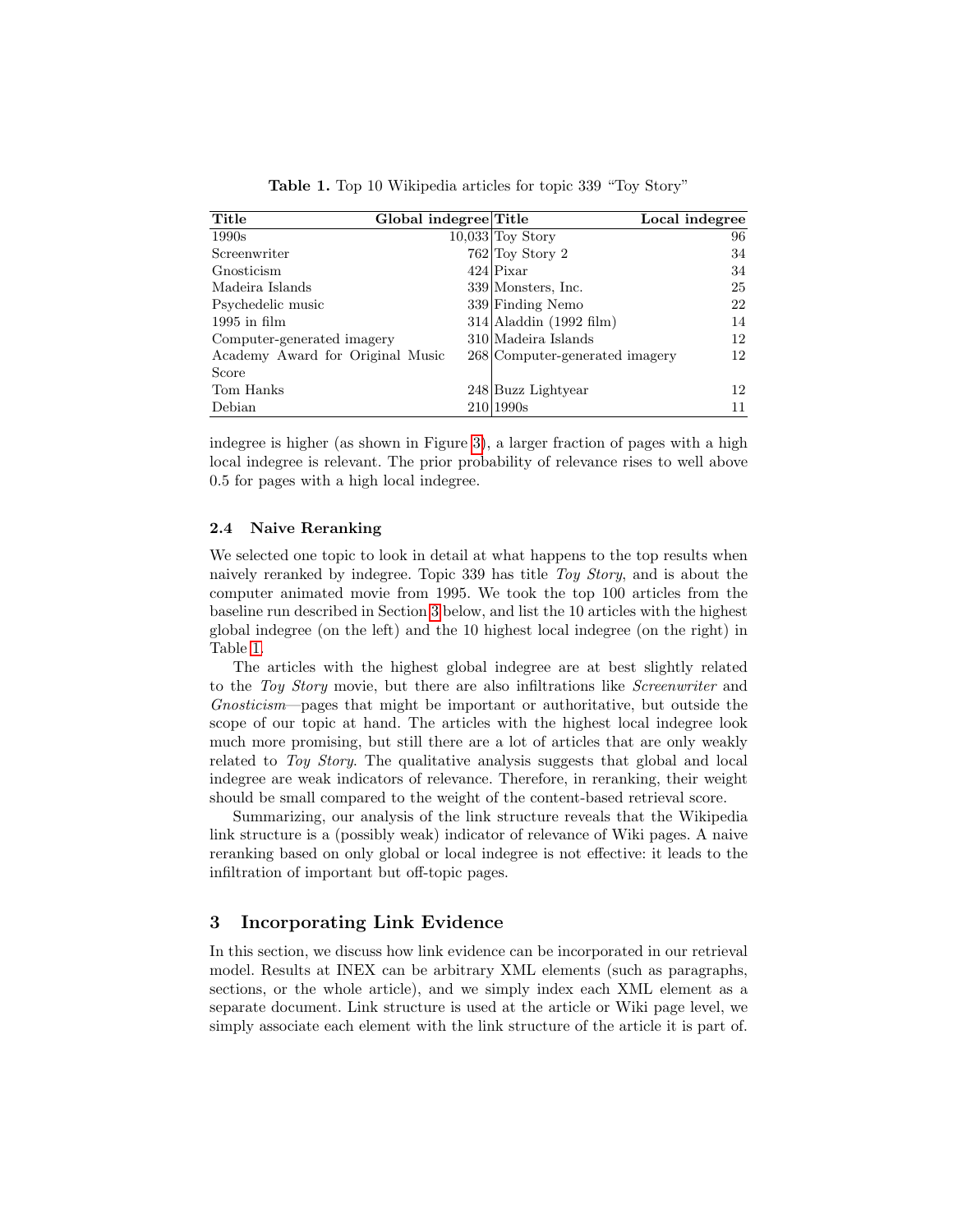**Table 1.** Top 10 Wikipedia articles for topic 339 "Toy Story"

| Title | Global indegree | Title | Local indegree |
|---|---|---|---|
| 1990s | 10,033 | Toy Story | 96 |
| Screenwriter | 762 | Toy Story 2 | 34 |
| Gnosticism | 424 | Pixar | 34 |
| Madeira Islands | 339 | Monsters, Inc. | 25 |
| Psychedelic music | 339 | Finding Nemo | 22 |
| 1995 in film | 314 | Aladdin (1992 film) | 14 |
| Computer-generated imagery | 310 | Madeira Islands | 12 |
| Academy Award for Original Music Score | 268 | Computer-generated imagery | 12 |
| Tom Hanks | 248 | Buzz Lightyear | 12 |
| Debian | 210 | 1990s | 11 |

indegree is higher (as shown in Figure 3), a larger fraction of pages with a high local indegree is relevant. The prior probability of relevance rises to well above 0.5 for pages with a high local indegree.

### 2.4 Naive Reranking

We selected one topic to look in detail at what happens to the top results when naively reranked by indegree. Topic 339 has title *Toy Story*, and is about the computer animated movie from 1995. We took the top 100 articles from the baseline run described in Section 3 below, and list the 10 articles with the highest global indegree (on the left) and the 10 highest local indegree (on the right) in Table 1.

The articles with the highest global indegree are at best slightly related to the *Toy Story* movie, but there are also infiltrations like *Screenwriter* and *Gnosticism*—pages that might be important or authoritative, but outside the scope of our topic at hand. The articles with the highest local indegree look much more promising, but still there are a lot of articles that are only weakly related to *Toy Story*. The qualitative analysis suggests that global and local indegree are weak indicators of relevance. Therefore, in reranking, their weight should be small compared to the weight of the content-based retrieval score.

Summarizing, our analysis of the link structure reveals that the Wikipedia link structure is a (possibly weak) indicator of relevance of Wiki pages. A naive reranking based on only global or local indegree is not effective: it leads to the infiltration of important but off-topic pages.

## 3 Incorporating Link Evidence

In this section, we discuss how link evidence can be incorporated in our retrieval model. Results at INEX can be arbitrary XML elements (such as paragraphs, sections, or the whole article), and we simply index each XML element as a separate document. Link structure is used at the article or Wiki page level, we simply associate each element with the link structure of the article it is part of.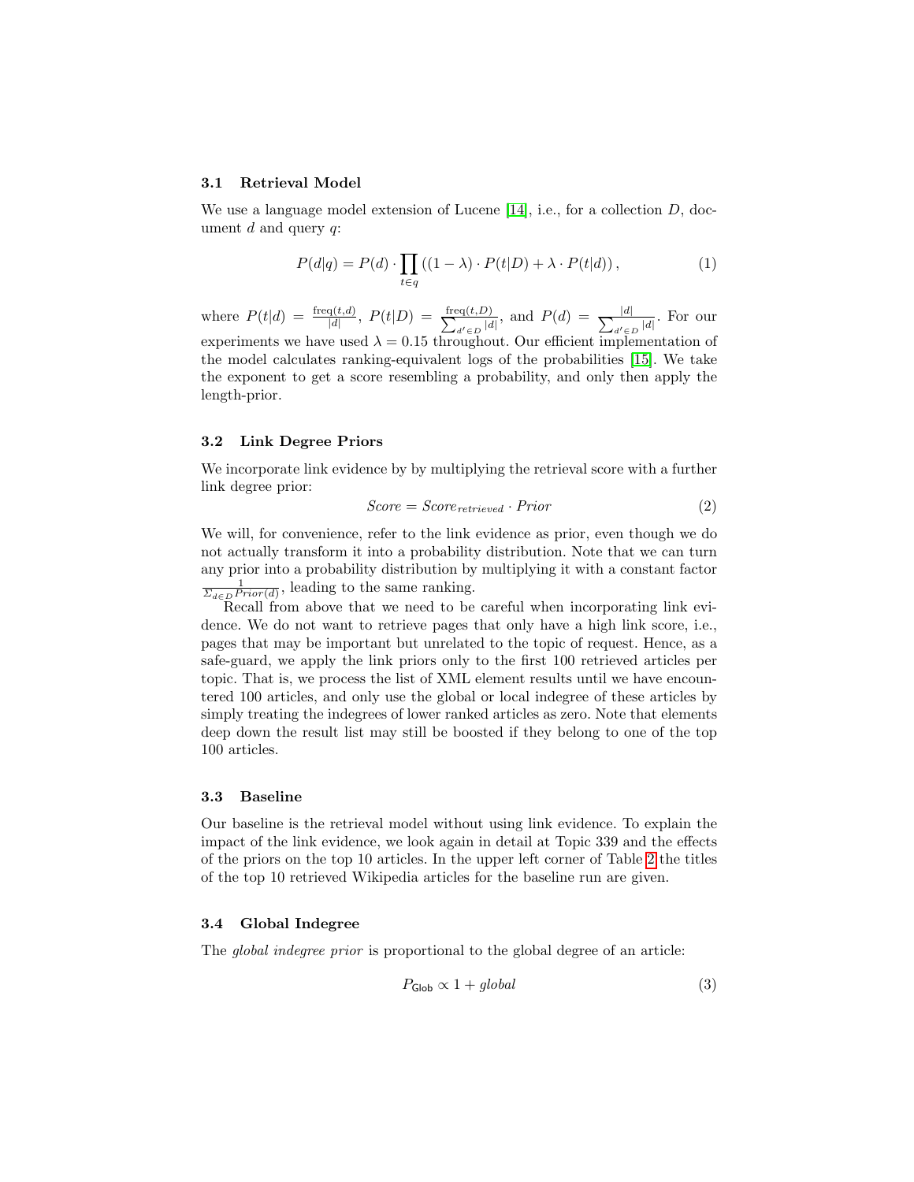### 3.1 Retrieval Model

We use a language model extension of Lucene [14], i.e., for a collection $D$, document $d$ and query $q$:

$$P(d|q) = P(d) \cdot \prod_{t \in q} \left( (1 - \lambda) \cdot P(t|D) + \lambda \cdot P(t|d) \right), \tag{1}$$

where $P(t|d) = \frac{\text{freq}(t,d)}{|d|}$, $P(t|D) = \frac{\text{freq}(t,D)}{\sum_{d' \in D} |d|}$, and $P(d) = \frac{|d|}{\sum_{d' \in D} |d|}$. For our experiments we have used $\lambda = 0.15$ throughout. Our efficient implementation of the model calculates ranking-equivalent logs of the probabilities [15]. We take the exponent to get a score resembling a probability, and only then apply the length-prior.

### 3.2 Link Degree Priors

We incorporate link evidence by by multiplying the retrieval score with a further link degree prior:

$$\mathit{Score} = \mathit{Score}_{retrieved} \cdot \mathit{Prior} \tag{2}$$

We will, for convenience, refer to the link evidence as prior, even though we do not actually transform it into a probability distribution. Note that we can turn any prior into a probability distribution by multiplying it with a constant factor $\frac{1}{\Sigma_{d \in D} Prior(d)}$, leading to the same ranking.

Recall from above that we need to be careful when incorporating link evidence. We do not want to retrieve pages that only have a high link score, i.e., pages that may be important but unrelated to the topic of request. Hence, as a safe-guard, we apply the link priors only to the first 100 retrieved articles per topic. That is, we process the list of XML element results until we have encountered 100 articles, and only use the global or local indegree of these articles by simply treating the indegrees of lower ranked articles as zero. Note that elements deep down the result list may still be boosted if they belong to one of the top 100 articles.

### 3.3 Baseline

Our baseline is the retrieval model without using link evidence. To explain the impact of the link evidence, we look again in detail at Topic 339 and the effects of the priors on the top 10 articles. In the upper left corner of Table 2 the titles of the top 10 retrieved Wikipedia articles for the baseline run are given.

### 3.4 Global Indegree

The *global indegree prior* is proportional to the global degree of an article:

$$P_{\mathsf{Glob}} \propto 1 + \mathit{global} \tag{3}$$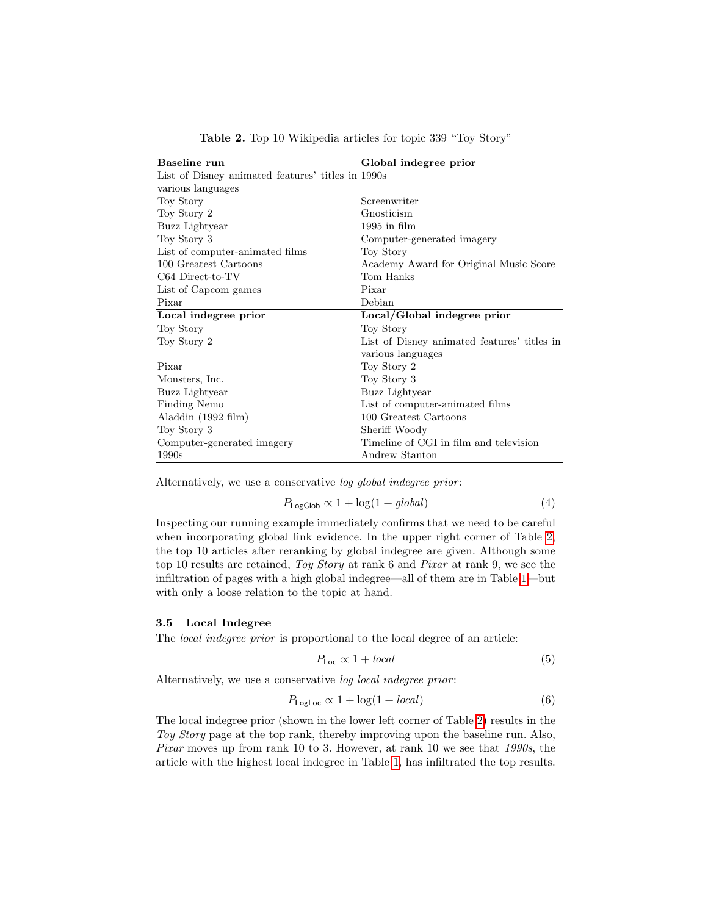**Table 2.** Top 10 Wikipedia articles for topic 339 "Toy Story"

| **Baseline run** | **Global indegree prior** |
|---|---|
| List of Disney animated features' titles in various languages | 1990s |
| Toy Story | Screenwriter |
| Toy Story 2 | Gnosticism |
| Buzz Lightyear | 1995 in film |
| Toy Story 3 | Computer-generated imagery |
| List of computer-animated films | Toy Story |
| 100 Greatest Cartoons | Academy Award for Original Music Score |
| C64 Direct-to-TV | Tom Hanks |
| List of Capcom games | Pixar |
| Pixar | Debian |
| **Local indegree prior** | **Local/Global indegree prior** |
| Toy Story | Toy Story |
| Toy Story 2 | List of Disney animated features' titles in various languages |
| Pixar | Toy Story 2 |
| Monsters, Inc. | Toy Story 3 |
| Buzz Lightyear | Buzz Lightyear |
| Finding Nemo | List of computer-animated films |
| Aladdin (1992 film) | 100 Greatest Cartoons |
| Toy Story 3 | Sheriff Woody |
| Computer-generated imagery | Timeline of CGI in film and television |
| 1990s | Andrew Stanton |

Alternatively, we use a conservative *log global indegree prior*:

$$P_{\mathsf{LogGlob}} \propto 1 + \log(1 + \mathit{global}) \tag{4}$$

Inspecting our running example immediately confirms that we need to be careful when incorporating global link evidence. In the upper right corner of Table 2, the top 10 articles after reranking by global indegree are given. Although some top 10 results are retained, *Toy Story* at rank 6 and *Pixar* at rank 9, we see the infiltration of pages with a high global indegree—all of them are in Table 1—but with only a loose relation to the topic at hand.

### 3.5 Local Indegree

The *local indegree prior* is proportional to the local degree of an article:

$$P_{\mathsf{Loc}} \propto 1 + \mathit{local} \tag{5}$$

Alternatively, we use a conservative *log local indegree prior*:

$$P_{\mathsf{LogLoc}} \propto 1 + \log(1 + \mathit{local}) \tag{6}$$

The local indegree prior (shown in the lower left corner of Table 2) results in the *Toy Story* page at the top rank, thereby improving upon the baseline run. Also, *Pixar* moves up from rank 10 to 3. However, at rank 10 we see that *1990s*, the article with the highest local indegree in Table 1, has infiltrated the top results.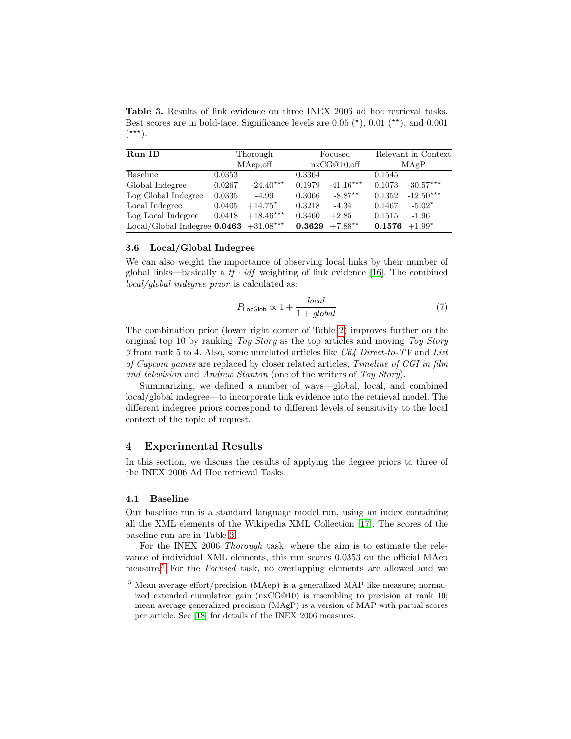**Table 3.** Results of link evidence on three INEX 2006 ad hoc retrieval tasks. Best scores are in bold-face. Significance levels are 0.05 ($^\star$), 0.01 ($^{\star\star}$), and 0.001 ($^{\star\star\star}$).

| Run ID | Thorough MAep,off | | Focused nxCG@10,off | | Relevant in Context MAgP | |
|---|---|---|---|---|---|---|
| Baseline | 0.0353 | | 0.3364 | | 0.1545 | |
| Global Indegree | 0.0267 | -24.40$^{\star\star\star}$ | 0.1979 | -41.16$^{\star\star\star}$ | 0.1073 | -30.57$^{\star\star\star}$ |
| Log Global Indegree | 0.0335 | -4.99 | 0.3066 | -8.87$^{\star\star}$ | 0.1352 | -12.50$^{\star\star\star}$ |
| Local Indegree | 0.0405 | +14.75$^\star$ | 0.3218 | -4.34 | 0.1467 | -5.02$^\star$ |
| Log Local Indegree | 0.0418 | +18.46$^{\star\star\star}$ | 0.3460 | +2.85 | 0.1515 | -1.96 |
| Local/Global Indegree | **0.0463** | +31.08$^{\star\star\star}$ | **0.3629** | +7.88$^{\star\star}$ | **0.1576** | +1.99$^\star$ |

### 3.6 Local/Global Indegree

We can also weight the importance of observing local links by their number of global links—basically a $tf \cdot idf$ weighting of link evidence [16]. The combined *local/global indegree prior* is calculated as:

$$P_{\mathsf{LocGlob}} \propto 1 + \frac{local}{1 + global} \tag{7}$$

The combination prior (lower right corner of Table 2) improves further on the original top 10 by ranking *Toy Story* as the top articles and moving *Toy Story 3* from rank 5 to 4. Also, some unrelated articles like *C64 Direct-to-TV* and *List of Capcom games* are replaced by closer related articles, *Timeline of CGI in film and television* and *Andrew Stanton* (one of the writers of *Toy Story*).

Summarizing, we defined a number of ways—global, local, and combined local/global indegree—to incorporate link evidence into the retrieval model. The different indegree priors correspond to different levels of sensitivity to the local context of the topic of request.

## 4 Experimental Results

In this section, we discuss the results of applying the degree priors to three of the INEX 2006 Ad Hoc retrieval Tasks.

### 4.1 Baseline

Our baseline run is a standard language model run, using an index containing all the XML elements of the Wikipedia XML Collection [17]. The scores of the baseline run are in Table 3.

For the INEX 2006 *Thorough* task, where the aim is to estimate the relevance of individual XML elements, this run scores 0.0353 on the official MAep measure.[5] For the *Focused* task, no overlapping elements are allowed and we

[5] Mean average effort/precision (MAep) is a generalized MAP-like measure; normalized extended cumulative gain (nxCG@10) is resembling to precision at rank 10; mean average generalized precision (MAgP) is a version of MAP with partial scores per article. See [18] for details of the INEX 2006 measures.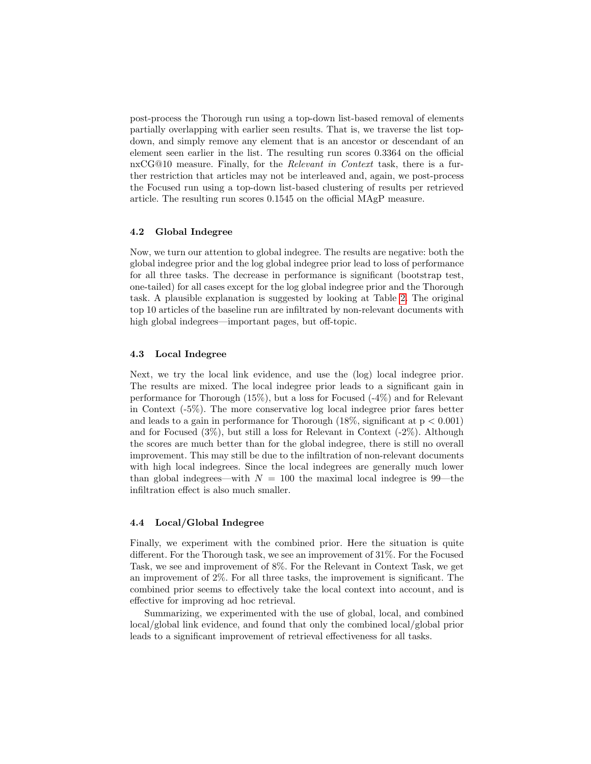post-process the Thorough run using a top-down list-based removal of elements partially overlapping with earlier seen results. That is, we traverse the list top-down, and simply remove any element that is an ancestor or descendant of an element seen earlier in the list. The resulting run scores 0.3364 on the official nxCG@10 measure. Finally, for the *Relevant in Context* task, there is a further restriction that articles may not be interleaved and, again, we post-process the Focused run using a top-down list-based clustering of results per retrieved article. The resulting run scores 0.1545 on the official MAgP measure.

### 4.2 Global Indegree

Now, we turn our attention to global indegree. The results are negative: both the global indegree prior and the log global indegree prior lead to loss of performance for all three tasks. The decrease in performance is significant (bootstrap test, one-tailed) for all cases except for the log global indegree prior and the Thorough task. A plausible explanation is suggested by looking at Table 2. The original top 10 articles of the baseline run are infiltrated by non-relevant documents with high global indegrees—important pages, but off-topic.

### 4.3 Local Indegree

Next, we try the local link evidence, and use the (log) local indegree prior. The results are mixed. The local indegree prior leads to a significant gain in performance for Thorough (15%), but a loss for Focused (-4%) and for Relevant in Context (-5%). The more conservative log local indegree prior fares better and leads to a gain in performance for Thorough (18%, significant at $p < 0.001$) and for Focused (3%), but still a loss for Relevant in Context (-2%). Although the scores are much better than for the global indegree, there is still no overall improvement. This may still be due to the infiltration of non-relevant documents with high local indegrees. Since the local indegrees are generally much lower than global indegrees—with $N = 100$ the maximal local indegree is 99—the infiltration effect is also much smaller.

### 4.4 Local/Global Indegree

Finally, we experiment with the combined prior. Here the situation is quite different. For the Thorough task, we see an improvement of 31%. For the Focused Task, we see and improvement of 8%. For the Relevant in Context Task, we get an improvement of 2%. For all three tasks, the improvement is significant. The combined prior seems to effectively take the local context into account, and is effective for improving ad hoc retrieval.

Summarizing, we experimented with the use of global, local, and combined local/global link evidence, and found that only the combined local/global prior leads to a significant improvement of retrieval effectiveness for all tasks.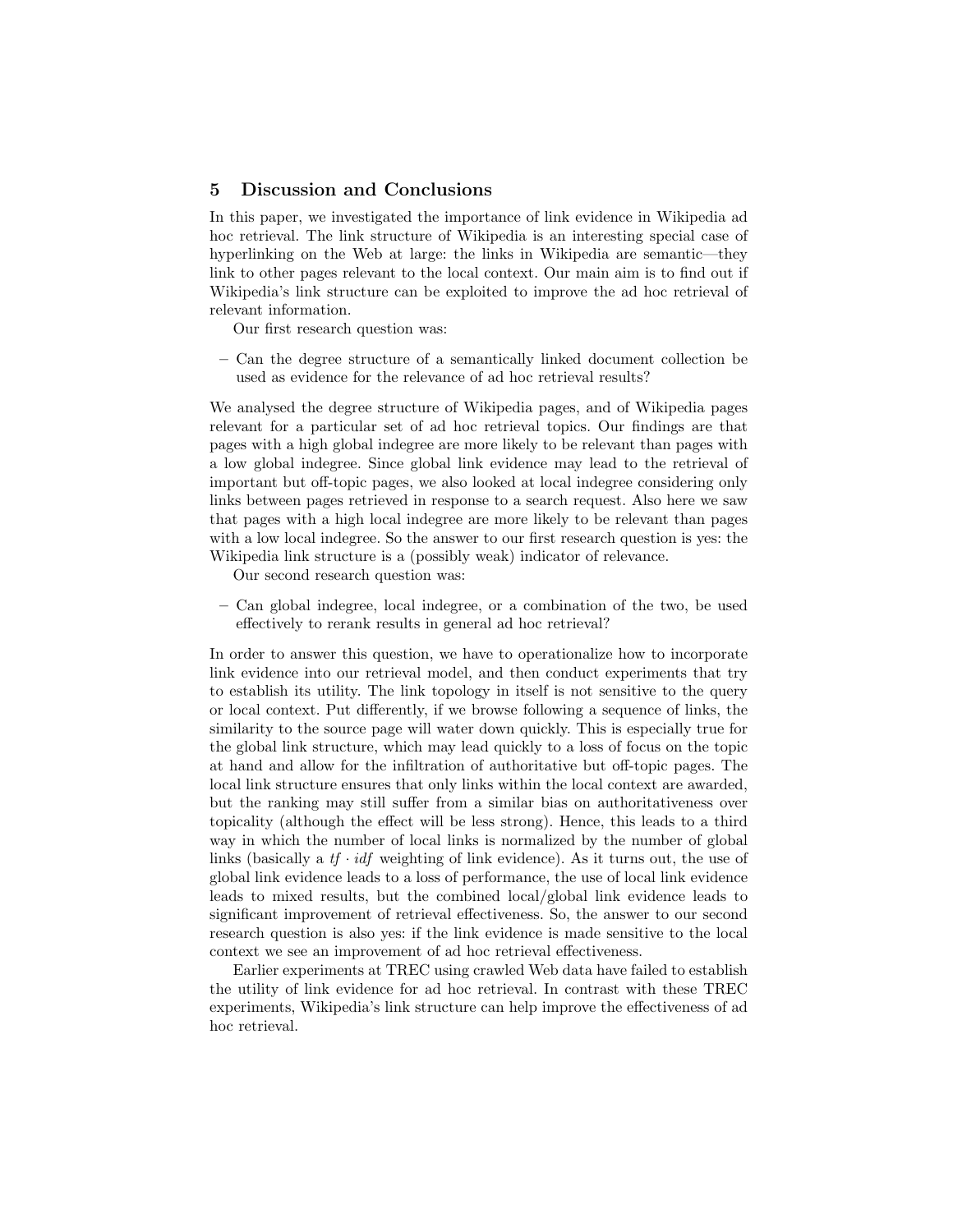## 5 Discussion and Conclusions

In this paper, we investigated the importance of link evidence in Wikipedia ad hoc retrieval. The link structure of Wikipedia is an interesting special case of hyperlinking on the Web at large: the links in Wikipedia are semantic—they link to other pages relevant to the local context. Our main aim is to find out if Wikipedia's link structure can be exploited to improve the ad hoc retrieval of relevant information.

Our first research question was:

- Can the degree structure of a semantically linked document collection be used as evidence for the relevance of ad hoc retrieval results?

We analysed the degree structure of Wikipedia pages, and of Wikipedia pages relevant for a particular set of ad hoc retrieval topics. Our findings are that pages with a high global indegree are more likely to be relevant than pages with a low global indegree. Since global link evidence may lead to the retrieval of important but off-topic pages, we also looked at local indegree considering only links between pages retrieved in response to a search request. Also here we saw that pages with a high local indegree are more likely to be relevant than pages with a low local indegree. So the answer to our first research question is yes: the Wikipedia link structure is a (possibly weak) indicator of relevance.

Our second research question was:

- Can global indegree, local indegree, or a combination of the two, be used effectively to rerank results in general ad hoc retrieval?

In order to answer this question, we have to operationalize how to incorporate link evidence into our retrieval model, and then conduct experiments that try to establish its utility. The link topology in itself is not sensitive to the query or local context. Put differently, if we browse following a sequence of links, the similarity to the source page will water down quickly. This is especially true for the global link structure, which may lead quickly to a loss of focus on the topic at hand and allow for the infiltration of authoritative but off-topic pages. The local link structure ensures that only links within the local context are awarded, but the ranking may still suffer from a similar bias on authoritativeness over topicality (although the effect will be less strong). Hence, this leads to a third way in which the number of local links is normalized by the number of global links (basically a $tf \cdot idf$ weighting of link evidence). As it turns out, the use of global link evidence leads to a loss of performance, the use of local link evidence leads to mixed results, but the combined local/global link evidence leads to significant improvement of retrieval effectiveness. So, the answer to our second research question is also yes: if the link evidence is made sensitive to the local context we see an improvement of ad hoc retrieval effectiveness.

Earlier experiments at TREC using crawled Web data have failed to establish the utility of link evidence for ad hoc retrieval. In contrast with these TREC experiments, Wikipedia's link structure can help improve the effectiveness of ad hoc retrieval.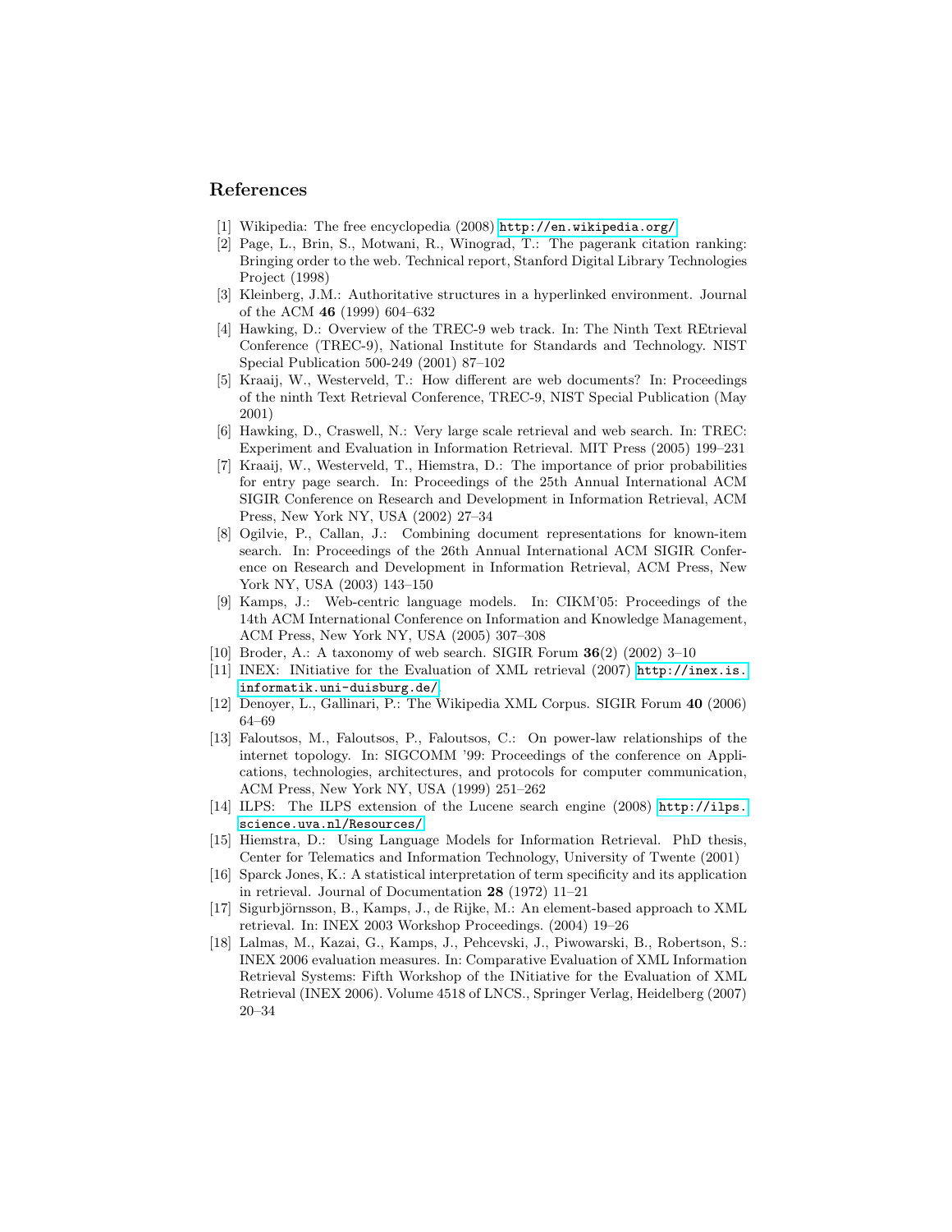## References

1. Wikipedia: The free encyclopedia (2008) http://en.wikipedia.org/
2. Page, L., Brin, S., Motwani, R., Winograd, T.: The pagerank citation ranking: Bringing order to the web. Technical report, Stanford Digital Library Technologies Project (1998)
3. Kleinberg, J.M.: Authoritative structures in a hyperlinked environment. Journal of the ACM **46** (1999) 604–632
4. Hawking, D.: Overview of the TREC-9 web track. In: The Ninth Text REtrieval Conference (TREC-9), National Institute for Standards and Technology. NIST Special Publication 500-249 (2001) 87–102
5. Kraaij, W., Westerveld, T.: How different are web documents? In: Proceedings of the ninth Text Retrieval Conference, TREC-9, NIST Special Publication (May 2001)
6. Hawking, D., Craswell, N.: Very large scale retrieval and web search. In: TREC: Experiment and Evaluation in Information Retrieval. MIT Press (2005) 199–231
7. Kraaij, W., Westerveld, T., Hiemstra, D.: The importance of prior probabilities for entry page search. In: Proceedings of the 25th Annual International ACM SIGIR Conference on Research and Development in Information Retrieval, ACM Press, New York NY, USA (2002) 27–34
8. Ogilvie, P., Callan, J.: Combining document representations for known-item search. In: Proceedings of the 26th Annual International ACM SIGIR Conference on Research and Development in Information Retrieval, ACM Press, New York NY, USA (2003) 143–150
9. Kamps, J.: Web-centric language models. In: CIKM'05: Proceedings of the 14th ACM International Conference on Information and Knowledge Management, ACM Press, New York NY, USA (2005) 307–308
10. Broder, A.: A taxonomy of web search. SIGIR Forum **36**(2) (2002) 3–10
11. INEX: INitiative for the Evaluation of XML retrieval (2007) http://inex.is.informatik.uni-duisburg.de/
12. Denoyer, L., Gallinari, P.: The Wikipedia XML Corpus. SIGIR Forum **40** (2006) 64–69
13. Faloutsos, M., Faloutsos, P., Faloutsos, C.: On power-law relationships of the internet topology. In: SIGCOMM '99: Proceedings of the conference on Applications, technologies, architectures, and protocols for computer communication, ACM Press, New York NY, USA (1999) 251–262
14. ILPS: The ILPS extension of the Lucene search engine (2008) http://ilps.science.uva.nl/Resources/
15. Hiemstra, D.: Using Language Models for Information Retrieval. PhD thesis, Center for Telematics and Information Technology, University of Twente (2001)
16. Sparck Jones, K.: A statistical interpretation of term specificity and its application in retrieval. Journal of Documentation **28** (1972) 11–21
17. Sigurbjörnsson, B., Kamps, J., de Rijke, M.: An element-based approach to XML retrieval. In: INEX 2003 Workshop Proceedings. (2004) 19–26
18. Lalmas, M., Kazai, G., Kamps, J., Pehcevski, J., Piwowarski, B., Robertson, S.: INEX 2006 evaluation measures. In: Comparative Evaluation of XML Information Retrieval Systems: Fifth Workshop of the INitiative for the Evaluation of XML Retrieval (INEX 2006). Volume 4518 of LNCS., Springer Verlag, Heidelberg (2007) 20–34